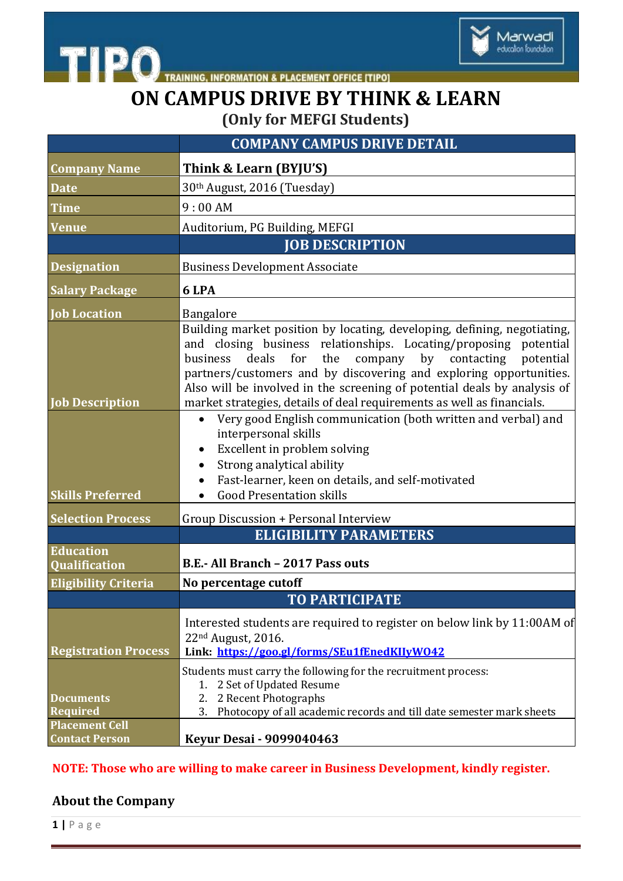TIPO — TRAINING, INFORMATION & PLACEMENT OFFICE [TIPO]

Marwadi education foundation

# ON CAMPUS DRIVE BY THINK & LEARN

## (Only for MEFGI Students)

| | COMPANY CAMPUS DRIVE DETAIL |
|---|---|
| **Company Name** | **Think & Learn (BYJU'S)** |
| **Date** | 30th August, 2016 (Tuesday) |
| **Time** | 9 : 00 AM |
| **Venue** | Auditorium, PG Building, MEFGI |
| | **JOB DESCRIPTION** |
| **Designation** | Business Development Associate |
| **Salary Package** | **6 LPA** |
| **Job Location** | Bangalore |
| **Job Description** | Building market position by locating, developing, defining, negotiating, and closing business relationships. Locating/proposing potential business deals for the company by contacting potential partners/customers and by discovering and exploring opportunities. Also will be involved in the screening of potential deals by analysis of market strategies, details of deal requirements as well as financials. |
| **Skills Preferred** | • Very good English communication (both written and verbal) and interpersonal skills<br>• Excellent in problem solving<br>• Strong analytical ability<br>• Fast-learner, keen on details, and self-motivated<br>• Good Presentation skills |
| **Selection Process** | Group Discussion + Personal Interview |
| | **ELIGIBILITY PARAMETERS** |
| **Education Qualification** | **B.E.- All Branch – 2017 Pass outs** |
| **Eligibility Criteria** | **No percentage cutoff** |
| | **TO PARTICIPATE** |
| **Registration Process** | Interested students are required to register on below link by 11:00AM of 22nd August, 2016.<br>**Link: https://goo.gl/forms/SEu1fEnedKIIyWO42** |
| **Documents Required** | Students must carry the following for the recruitment process:<br>1. 2 Set of Updated Resume<br>2. 2 Recent Photographs<br>3. Photocopy of all academic records and till date semester mark sheets |
| **Placement Cell Contact Person** | **Keyur Desai - 9099040463** |

**NOTE: Those who are willing to make career in Business Development, kindly register.**

### About the Company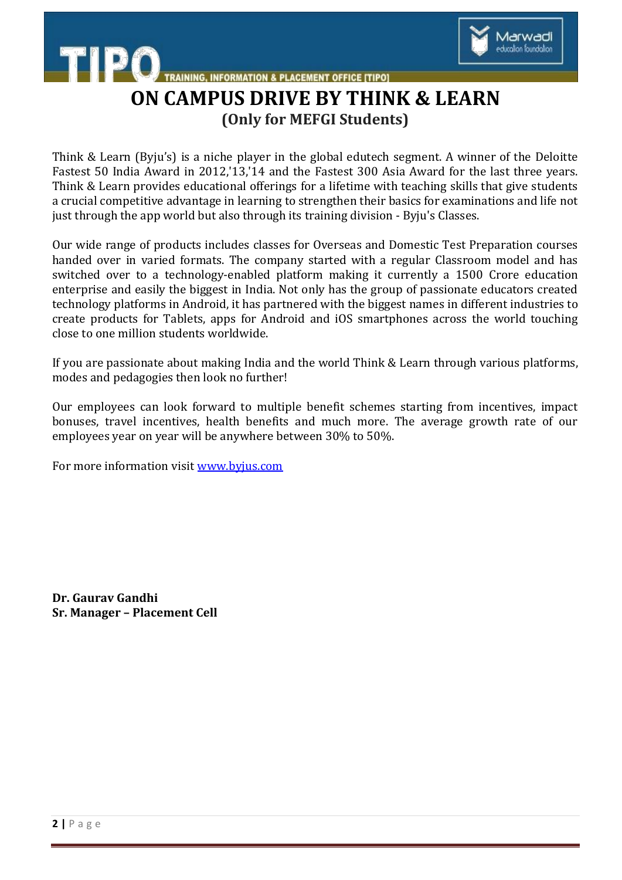# ON CAMPUS DRIVE BY THINK & LEARN

## (Only for MEFGI Students)

Think & Learn (Byju's) is a niche player in the global edutech segment. A winner of the Deloitte Fastest 50 India Award in 2012,'13,'14 and the Fastest 300 Asia Award for the last three years. Think & Learn provides educational offerings for a lifetime with teaching skills that give students a crucial competitive advantage in learning to strengthen their basics for examinations and life not just through the app world but also through its training division - Byju's Classes.

Our wide range of products includes classes for Overseas and Domestic Test Preparation courses handed over in varied formats. The company started with a regular Classroom model and has switched over to a technology-enabled platform making it currently a 1500 Crore education enterprise and easily the biggest in India. Not only has the group of passionate educators created technology platforms in Android, it has partnered with the biggest names in different industries to create products for Tablets, apps for Android and iOS smartphones across the world touching close to one million students worldwide.

If you are passionate about making India and the world Think & Learn through various platforms, modes and pedagogies then look no further!

Our employees can look forward to multiple benefit schemes starting from incentives, impact bonuses, travel incentives, health benefits and much more. The average growth rate of our employees year on year will be anywhere between 30% to 50%.

For more information visit www.byjus.com

**Dr. Gaurav Gandhi**
**Sr. Manager – Placement Cell**